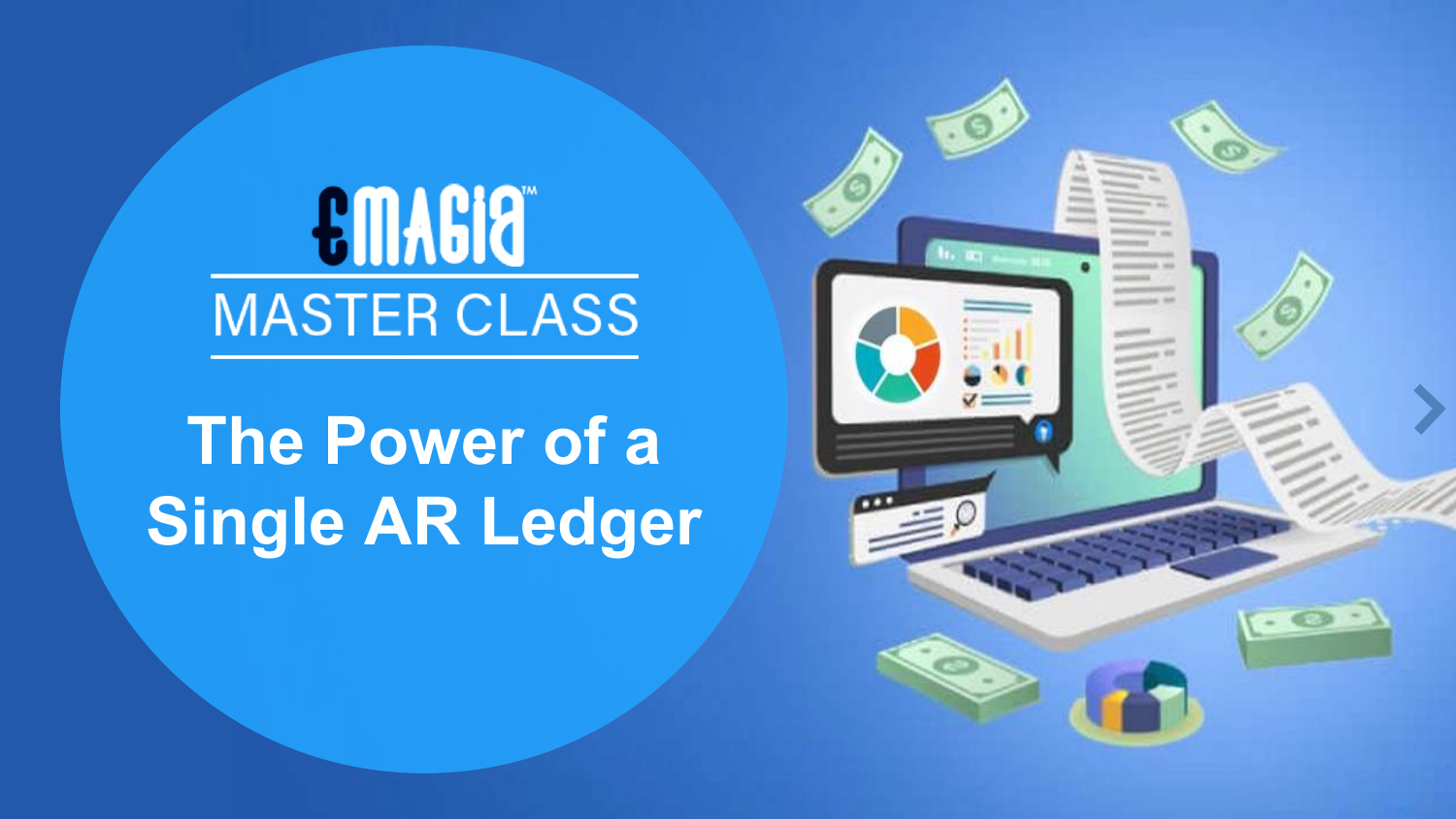EMAGIA™

MASTER CLASS

# The Power of a Single AR Ledger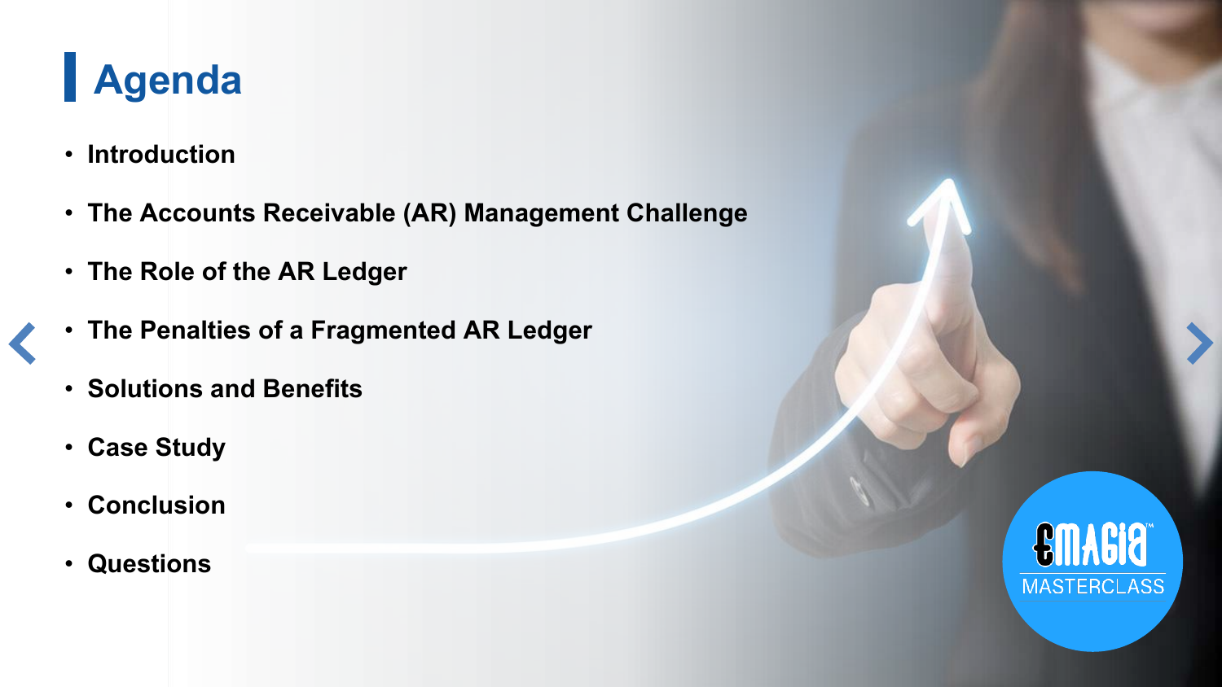# Agenda

- **Introduction**
- **The Accounts Receivable (AR) Management Challenge**
- **The Role of the AR Ledger**
- **The Penalties of a Fragmented AR Ledger**
- **Solutions and Benefits**
- **Case Study**
- **Conclusion**
- **Questions**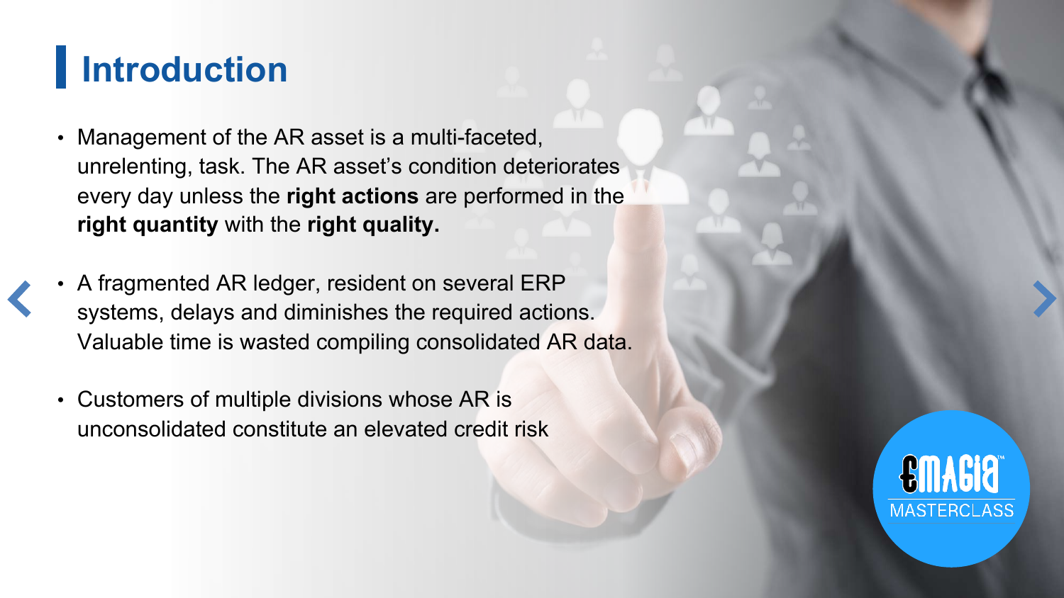# Introduction

- Management of the AR asset is a multi-faceted, unrelenting, task. The AR asset's condition deteriorates every day unless the **right actions** are performed in the **right quantity** with the **right quality.**

- A fragmented AR ledger, resident on several ERP systems, delays and diminishes the required actions. Valuable time is wasted compiling consolidated AR data.

- Customers of multiple divisions whose AR is unconsolidated constitute an elevated credit risk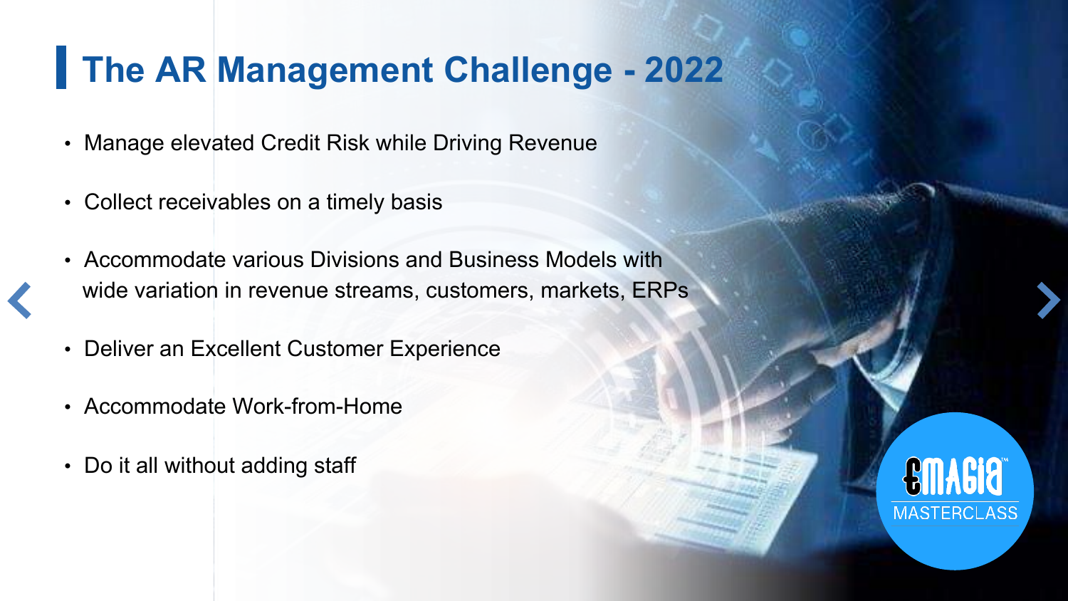# The AR Management Challenge - 2022

- Manage elevated Credit Risk while Driving Revenue
- Collect receivables on a timely basis
- Accommodate various Divisions and Business Models with wide variation in revenue streams, customers, markets, ERPs
- Deliver an Excellent Customer Experience
- Accommodate Work-from-Home
- Do it all without adding staff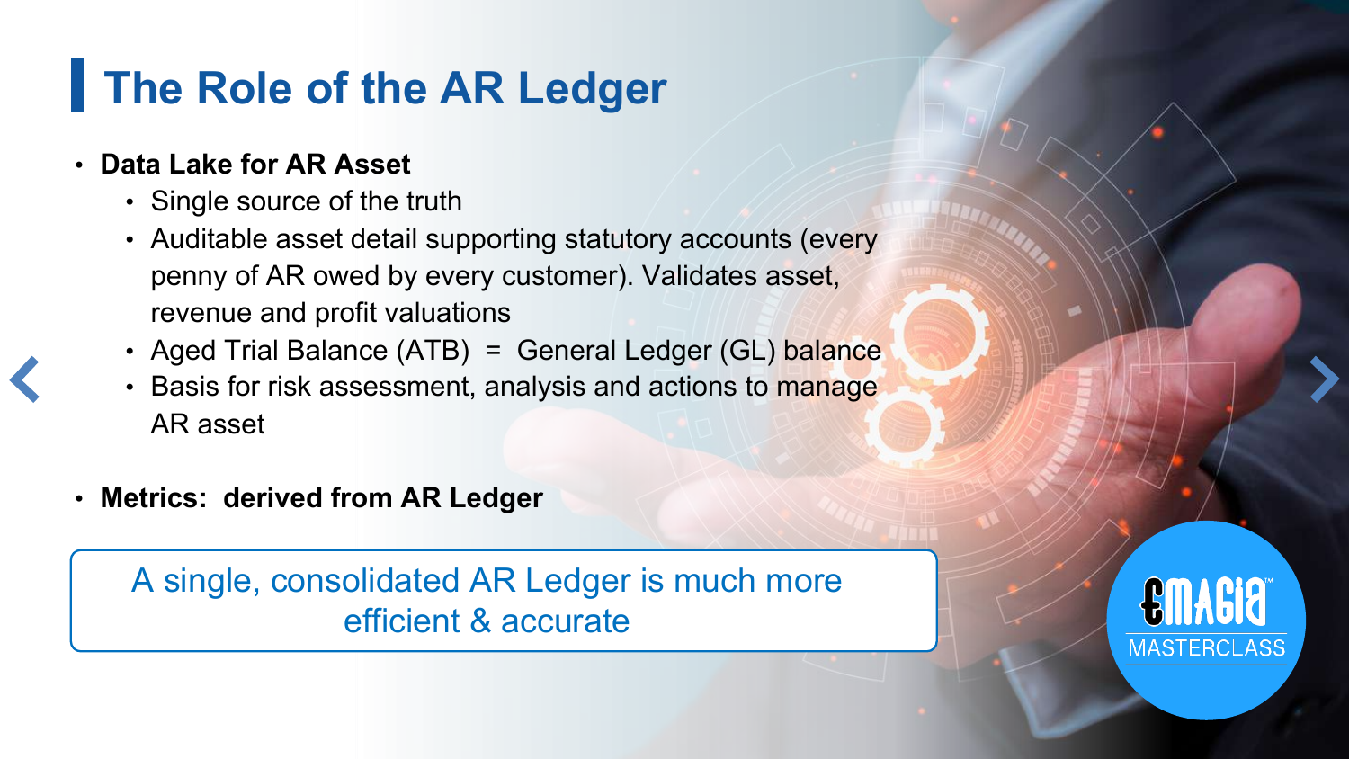# The Role of the AR Ledger

- **Data Lake for AR Asset**
  - Single source of the truth
  - Auditable asset detail supporting statutory accounts (every penny of AR owed by every customer). Validates asset, revenue and profit valuations
  - Aged Trial Balance (ATB) = General Ledger (GL) balance
  - Basis for risk assessment, analysis and actions to manage AR asset

- **Metrics: derived from AR Ledger**

A single, consolidated AR Ledger is much more efficient & accurate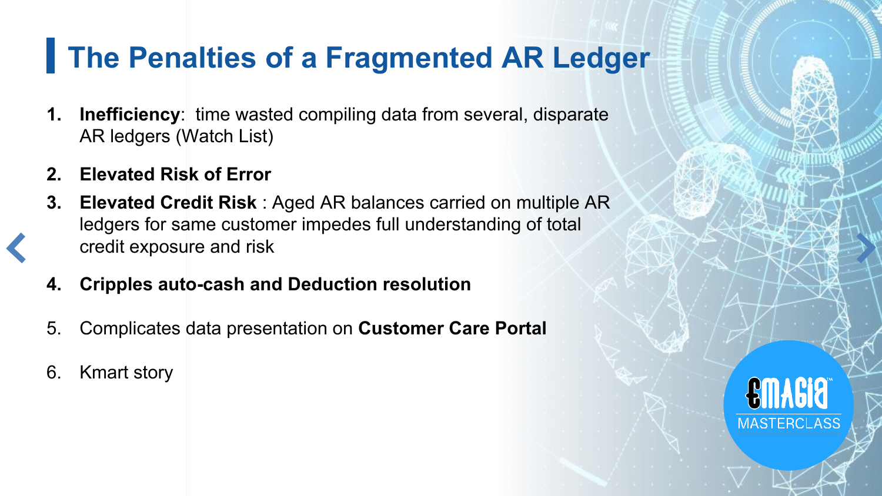# The Penalties of a Fragmented AR Ledger

1. **Inefficiency**: time wasted compiling data from several, disparate AR ledgers (Watch List)
2. **Elevated Risk of Error**
3. **Elevated Credit Risk** : Aged AR balances carried on multiple AR ledgers for same customer impedes full understanding of total credit exposure and risk
4. **Cripples auto-cash and Deduction resolution**
5. Complicates data presentation on **Customer Care Portal**
6. Kmart story

EMAGIA MASTERCLASS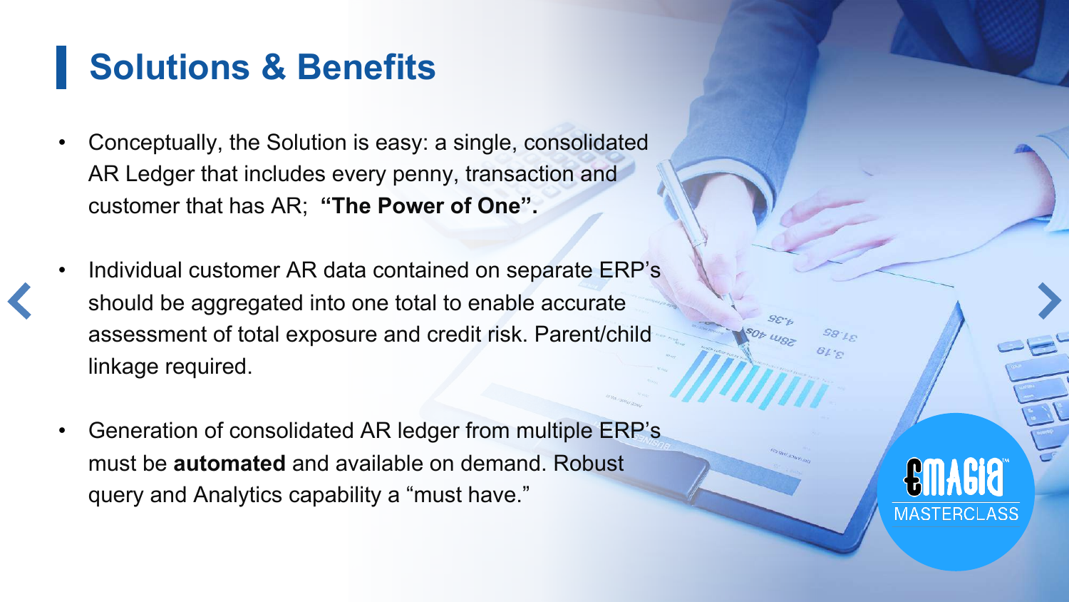# Solutions & Benefits

- Conceptually, the Solution is easy: a single, consolidated AR Ledger that includes every penny, transaction and customer that has AR; **"The Power of One".**

- Individual customer AR data contained on separate ERP's should be aggregated into one total to enable accurate assessment of total exposure and credit risk. Parent/child linkage required.

- Generation of consolidated AR ledger from multiple ERP's must be **automated** and available on demand. Robust query and Analytics capability a "must have."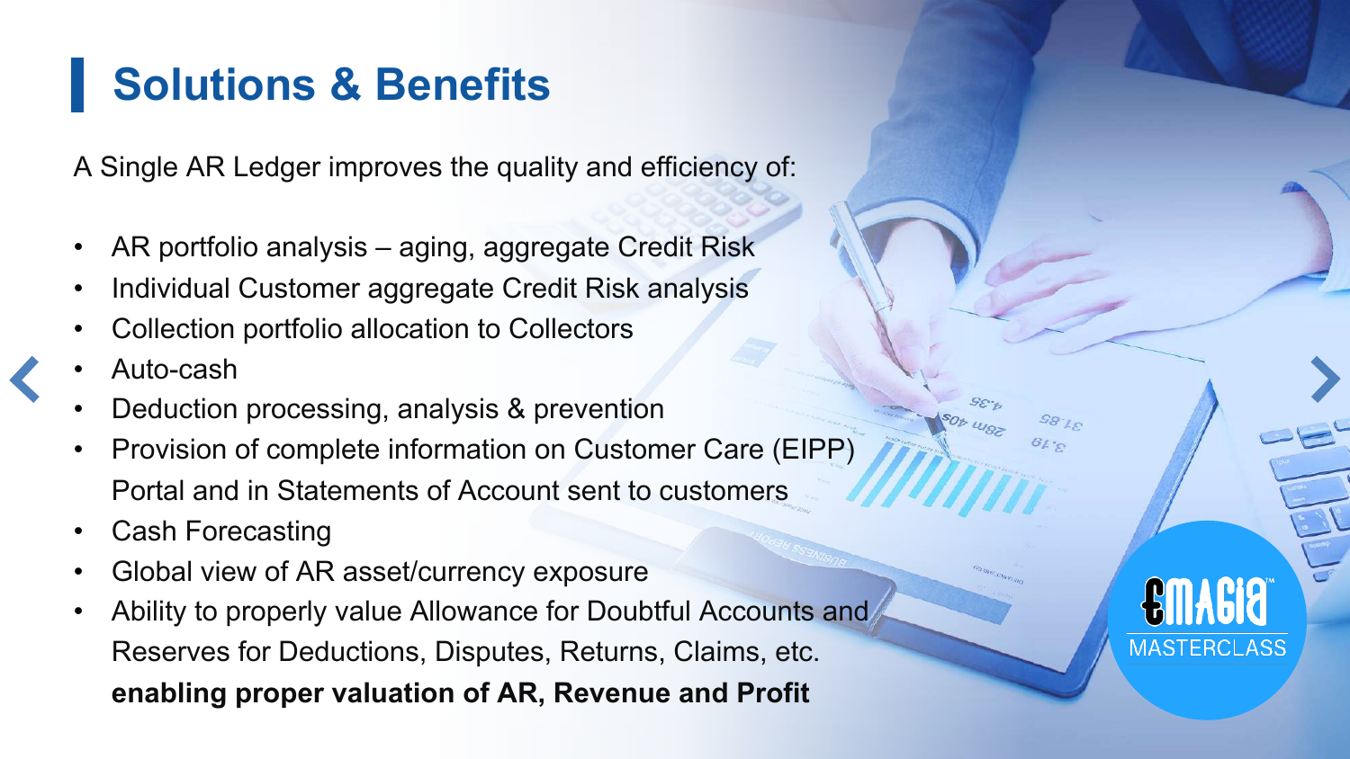# Solutions & Benefits

A Single AR Ledger improves the quality and efficiency of:

- AR portfolio analysis – aging, aggregate Credit Risk
- Individual Customer aggregate Credit Risk analysis
- Collection portfolio allocation to Collectors
- Auto-cash
- Deduction processing, analysis & prevention
- Provision of complete information on Customer Care (EIPP) Portal and in Statements of Account sent to customers
- Cash Forecasting
- Global view of AR asset/currency exposure
- Ability to properly value Allowance for Doubtful Accounts and Reserves for Deductions, Disputes, Returns, Claims, etc. **enabling proper valuation of AR, Revenue and Profit**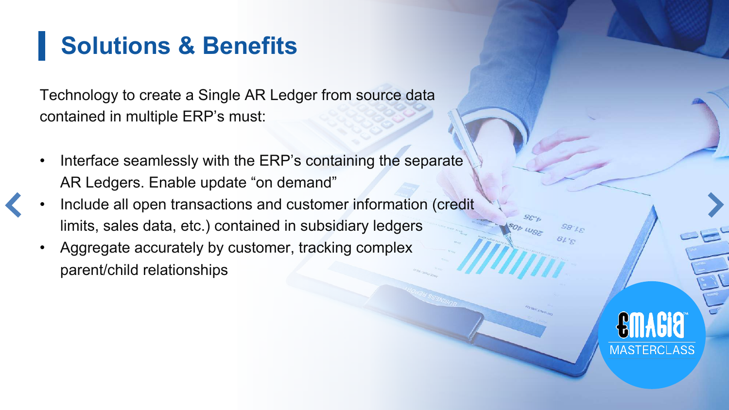# Solutions & Benefits

Technology to create a Single AR Ledger from source data contained in multiple ERP's must:

- Interface seamlessly with the ERP's containing the separate AR Ledgers. Enable update "on demand"
- Include all open transactions and customer information (credit limits, sales data, etc.) contained in subsidiary ledgers
- Aggregate accurately by customer, tracking complex parent/child relationships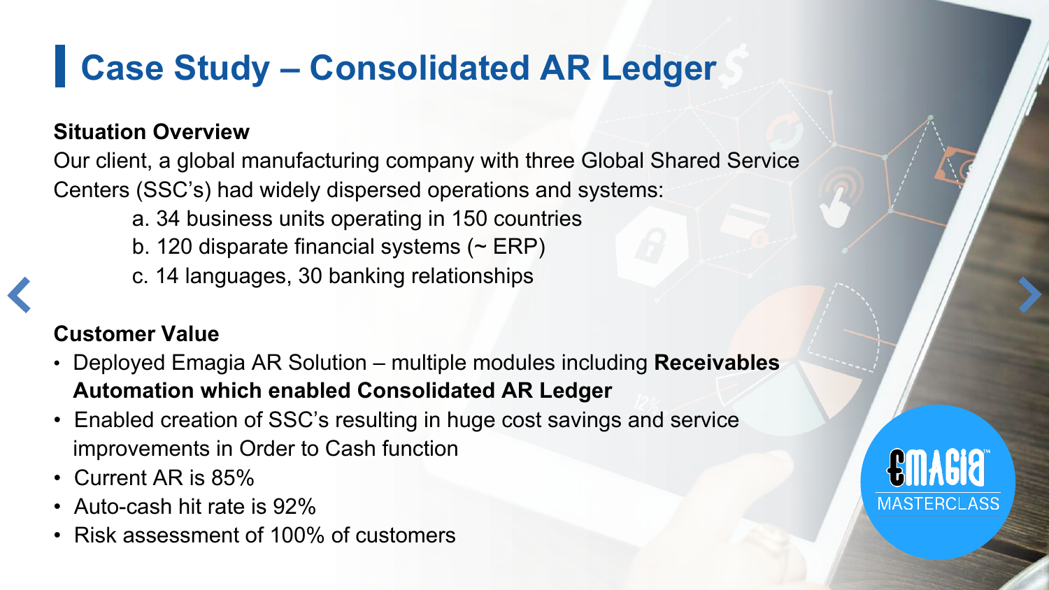# Case Study – Consolidated AR Ledger

**Situation Overview**

Our client, a global manufacturing company with three Global Shared Service Centers (SSC's) had widely dispersed operations and systems:

a. 34 business units operating in 150 countries
b. 120 disparate financial systems (~ ERP)
c. 14 languages, 30 banking relationships

**Customer Value**

- Deployed Emagia AR Solution – multiple modules including **Receivables Automation which enabled Consolidated AR Ledger**
- Enabled creation of SSC's resulting in huge cost savings and service improvements in Order to Cash function
- Current AR is 85%
- Auto-cash hit rate is 92%
- Risk assessment of 100% of customers

EMAGIA™ MASTERCLASS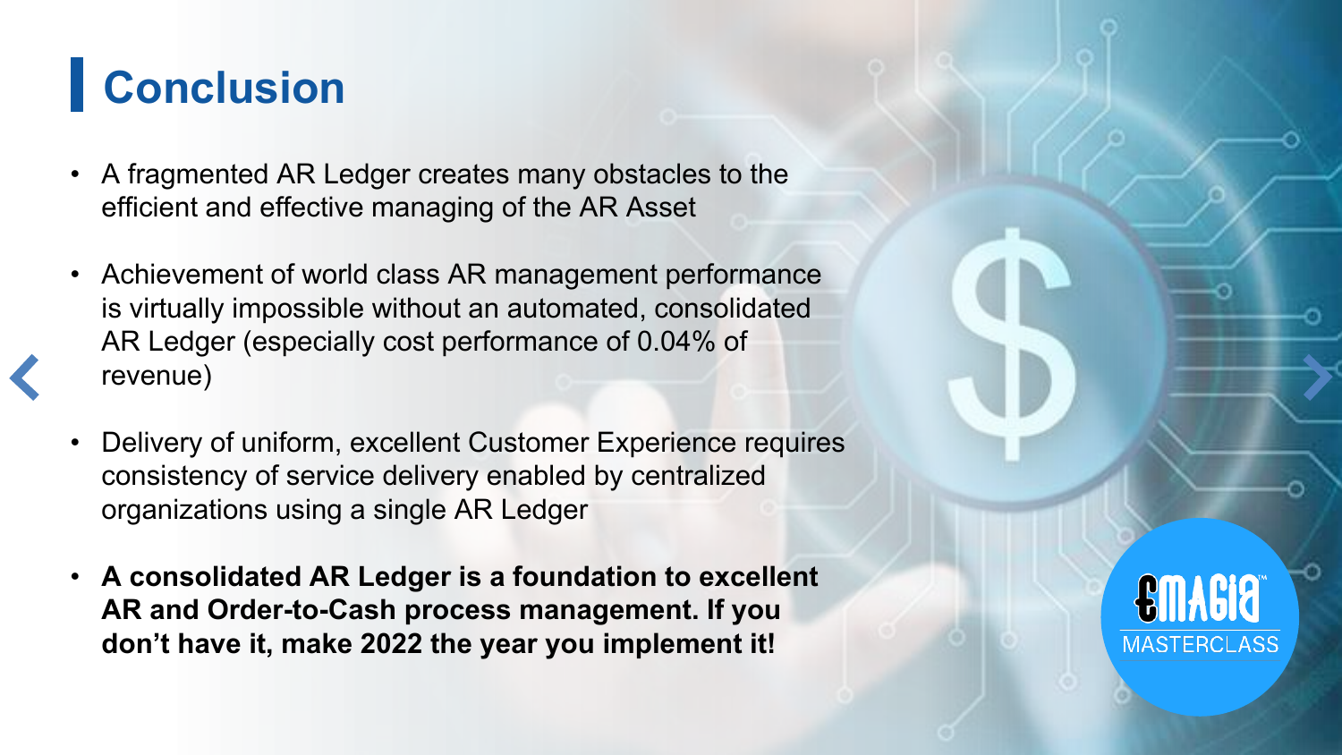# Conclusion

- A fragmented AR Ledger creates many obstacles to the efficient and effective managing of the AR Asset
- Achievement of world class AR management performance is virtually impossible without an automated, consolidated AR Ledger (especially cost performance of 0.04% of revenue)
- Delivery of uniform, excellent Customer Experience requires consistency of service delivery enabled by centralized organizations using a single AR Ledger
- **A consolidated AR Ledger is a foundation to excellent AR and Order-to-Cash process management. If you don't have it, make 2022 the year you implement it!**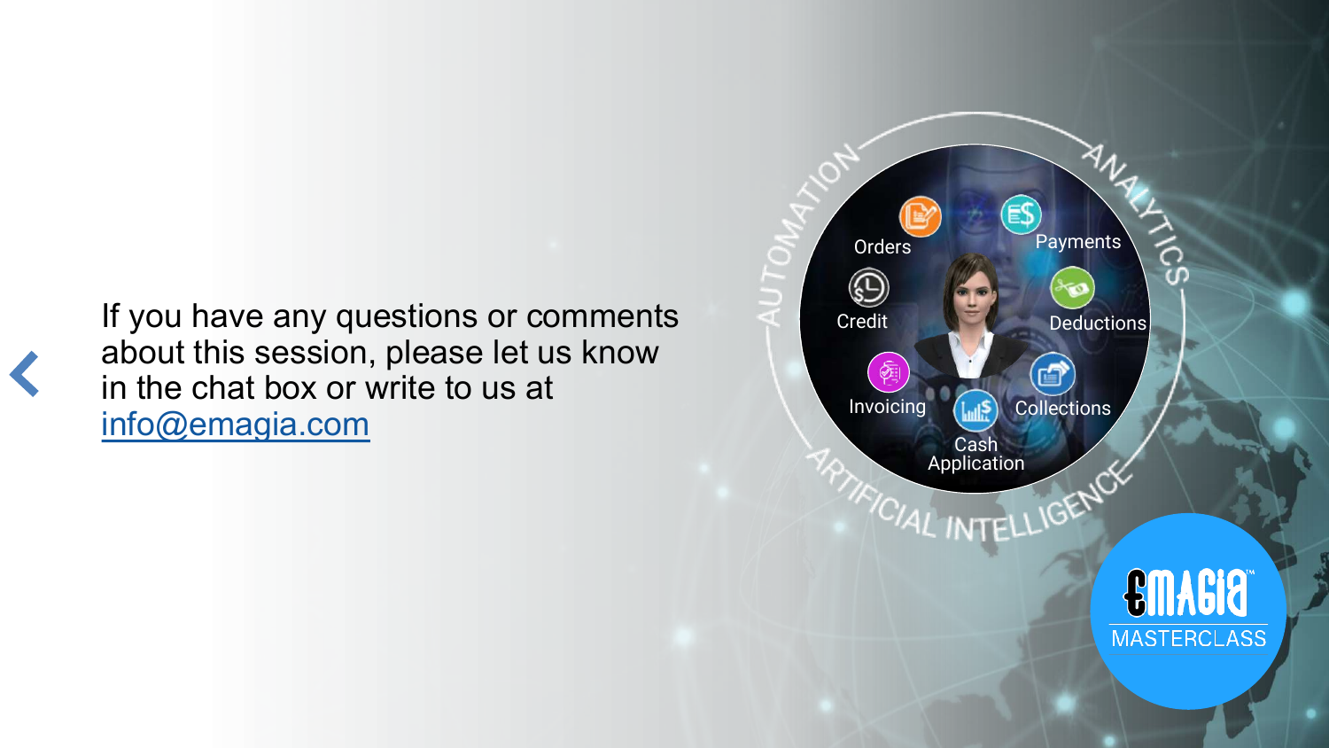If you have any questions or comments about this session, please let us know in the chat box or write to us at info@emagia.com

AUTOMATION ANALYTICS ARTIFICIAL INTELLIGENCE

Orders

Payments

Credit

Deductions

Invoicing

Collections

Cash Application

EMAGIA MASTERCLASS